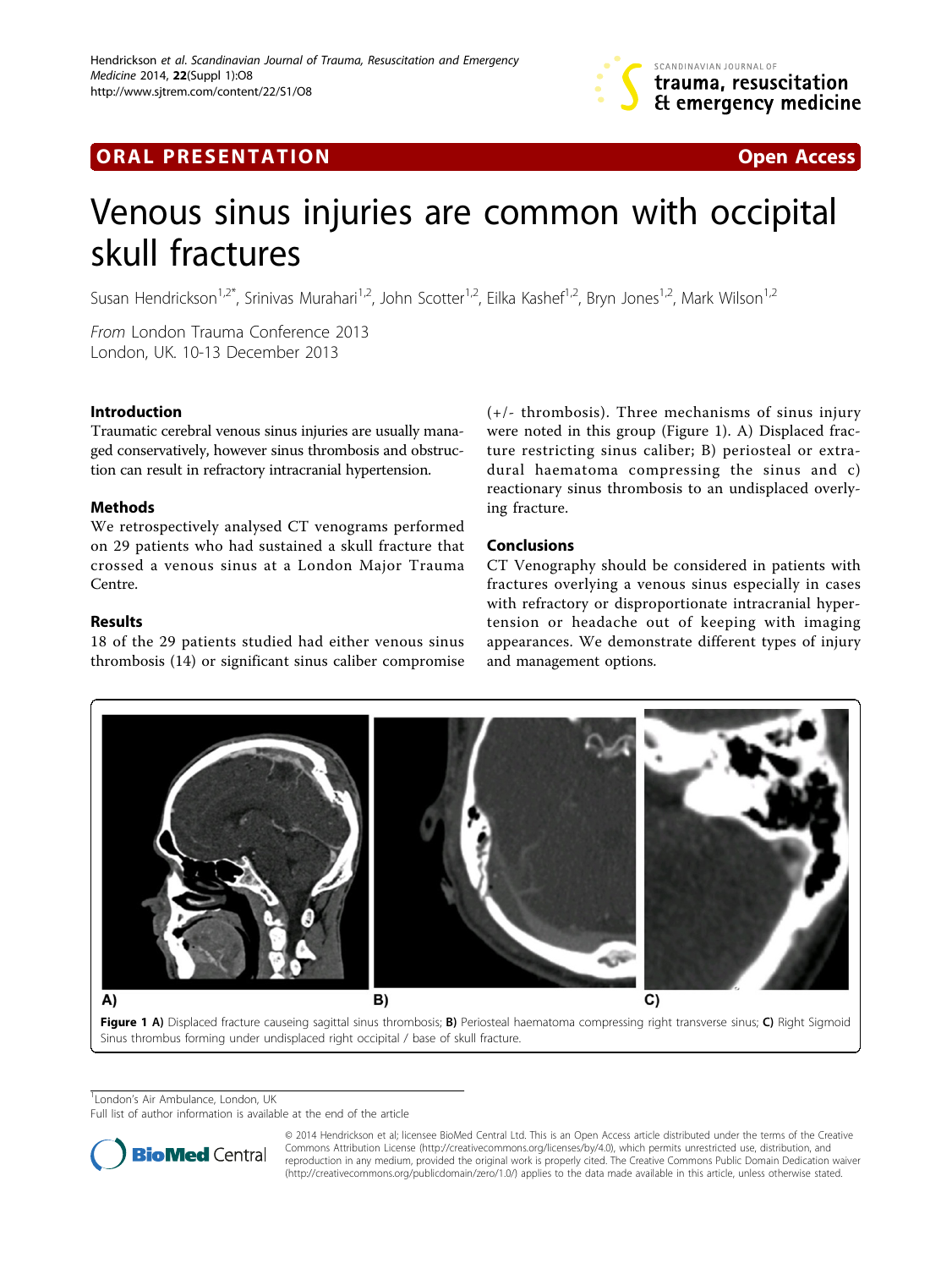ORAL PRESENTATION Open Access

# Venous sinus injuries are common with occipital skull fractures

Susan Hendrickson[1,2*], Srinivas Murahari[1,2], John Scotter[1,2], Eilka Kashef[1,2], Bryn Jones[1,2], Mark Wilson[1,2]

*From* London Trauma Conference 2013
London, UK. 10-13 December 2013

## Introduction

Traumatic cerebral venous sinus injuries are usually managed conservatively, however sinus thrombosis and obstruction can result in refractory intracranial hypertension.

## Methods

We retrospectively analysed CT venograms performed on 29 patients who had sustained a skull fracture that crossed a venous sinus at a London Major Trauma Centre.

## Results

18 of the 29 patients studied had either venous sinus thrombosis (14) or significant sinus caliber compromise (+/- thrombosis). Three mechanisms of sinus injury were noted in this group (Figure 1). A) Displaced fracture restricting sinus caliber; B) periosteal or extradural haematoma compressing the sinus and c) reactionary sinus thrombosis to an undisplaced overlying fracture.

## Conclusions

CT Venography should be considered in patients with fractures overlying a venous sinus especially in cases with refractory or disproportionate intracranial hypertension or headache out of keeping with imaging appearances. We demonstrate different types of injury and management options.

**Figure 1 A)** Displaced fracture causeing sagittal sinus thrombosis; **B)** Periosteal haematoma compressing right transverse sinus; **C)** Right Sigmoid Sinus thrombus forming under undisplaced right occipital / base of skull fracture.

[1]London's Air Ambulance, London, UK
Full list of author information is available at the end of the article

© 2014 Hendrickson et al; licensee BioMed Central Ltd. This is an Open Access article distributed under the terms of the Creative Commons Attribution License (http://creativecommons.org/licenses/by/4.0), which permits unrestricted use, distribution, and reproduction in any medium, provided the original work is properly cited. The Creative Commons Public Domain Dedication waiver (http://creativecommons.org/publicdomain/zero/1.0/) applies to the data made available in this article, unless otherwise stated.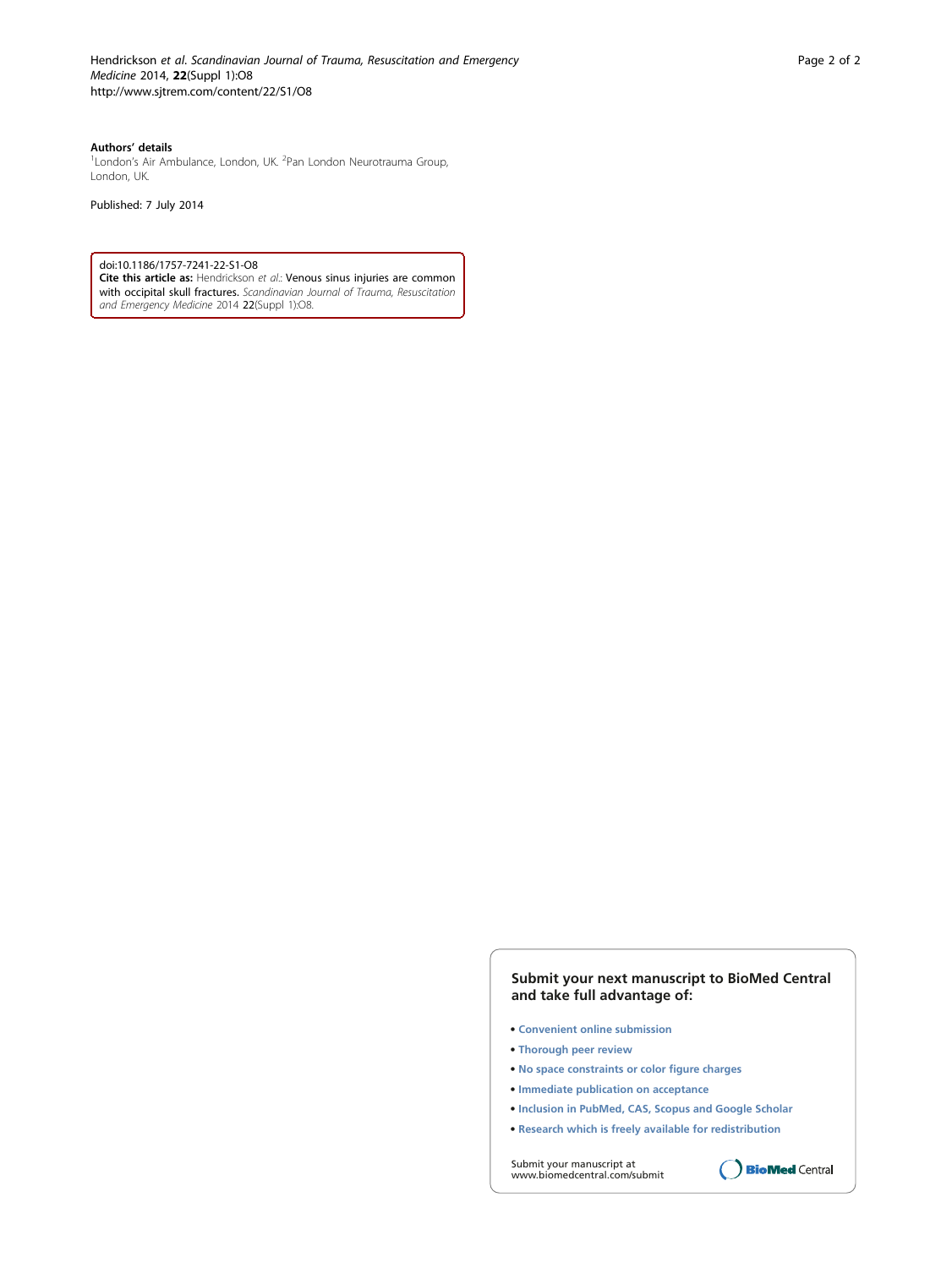#### Authors' details

[1]London's Air Ambulance, London, UK. [2]Pan London Neurotrauma Group, London, UK.

Published: 7 July 2014

doi:10.1186/1757-7241-22-S1-O8
**Cite this article as:** Hendrickson *et al.*: Venous sinus injuries are common with occipital skull fractures. *Scandinavian Journal of Trauma, Resuscitation and Emergency Medicine* 2014 **22**(Suppl 1):O8.

**Submit your next manuscript to BioMed Central and take full advantage of:**

- **Convenient online submission**
- **Thorough peer review**
- **No space constraints or color figure charges**
- **Immediate publication on acceptance**
- **Inclusion in PubMed, CAS, Scopus and Google Scholar**
- **Research which is freely available for redistribution**

Submit your manuscript at
www.biomedcentral.com/submit

BioMed Central